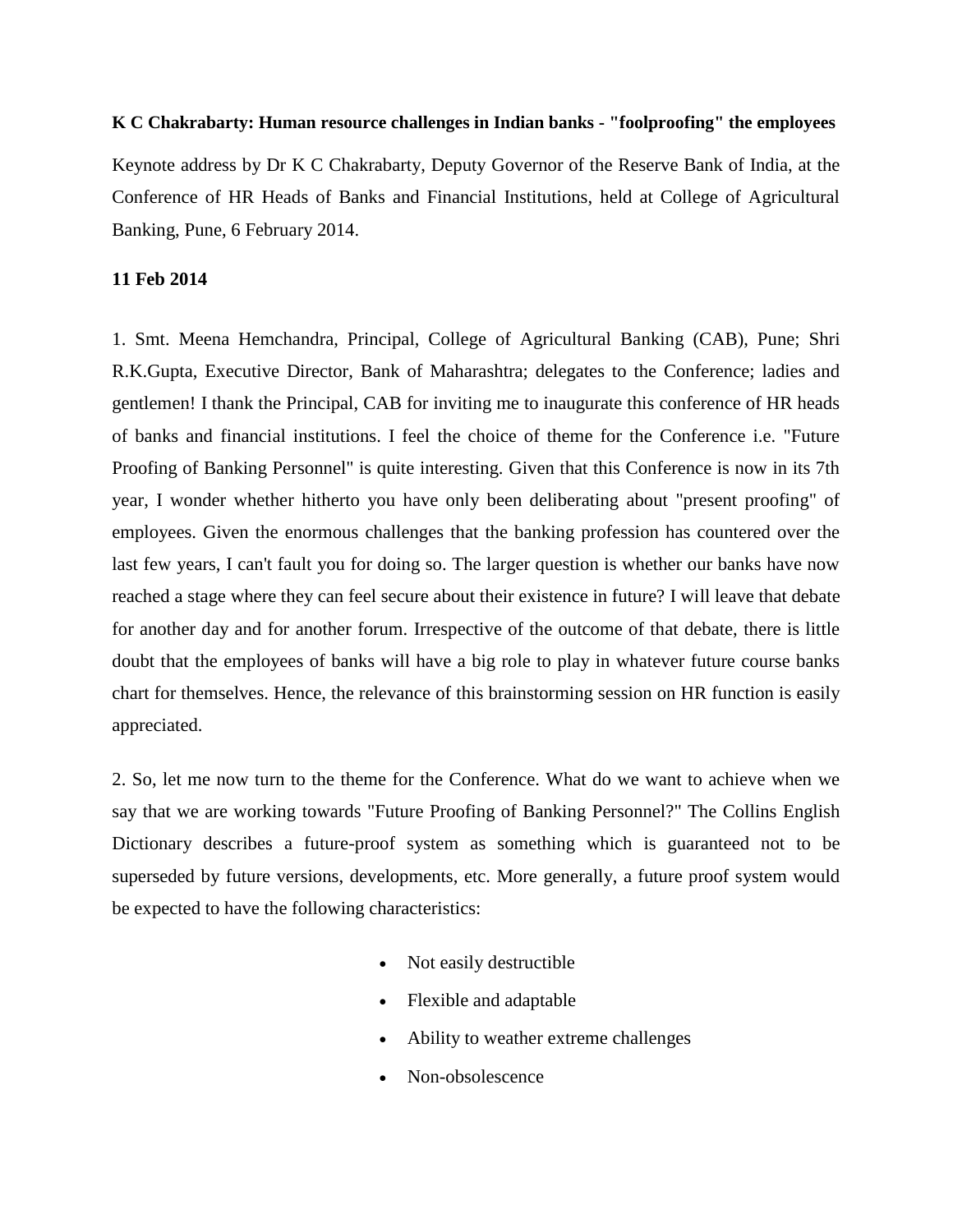**K C Chakrabarty: Human resource challenges in Indian banks - "foolproofing" the employees**

Keynote address by Dr K C Chakrabarty, Deputy Governor of the Reserve Bank of India, at the Conference of HR Heads of Banks and Financial Institutions, held at College of Agricultural Banking, Pune, 6 February 2014.

**11 Feb 2014**

1. Smt. Meena Hemchandra, Principal, College of Agricultural Banking (CAB), Pune; Shri R.K.Gupta, Executive Director, Bank of Maharashtra; delegates to the Conference; ladies and gentlemen! I thank the Principal, CAB for inviting me to inaugurate this conference of HR heads of banks and financial institutions. I feel the choice of theme for the Conference i.e. "Future Proofing of Banking Personnel" is quite interesting. Given that this Conference is now in its 7th year, I wonder whether hitherto you have only been deliberating about "present proofing" of employees. Given the enormous challenges that the banking profession has countered over the last few years, I can't fault you for doing so. The larger question is whether our banks have now reached a stage where they can feel secure about their existence in future? I will leave that debate for another day and for another forum. Irrespective of the outcome of that debate, there is little doubt that the employees of banks will have a big role to play in whatever future course banks chart for themselves. Hence, the relevance of this brainstorming session on HR function is easily appreciated.

2. So, let me now turn to the theme for the Conference. What do we want to achieve when we say that we are working towards "Future Proofing of Banking Personnel?" The Collins English Dictionary describes a future-proof system as something which is guaranteed not to be superseded by future versions, developments, etc. More generally, a future proof system would be expected to have the following characteristics:

- Not easily destructible
- Flexible and adaptable
- Ability to weather extreme challenges
- Non-obsolescence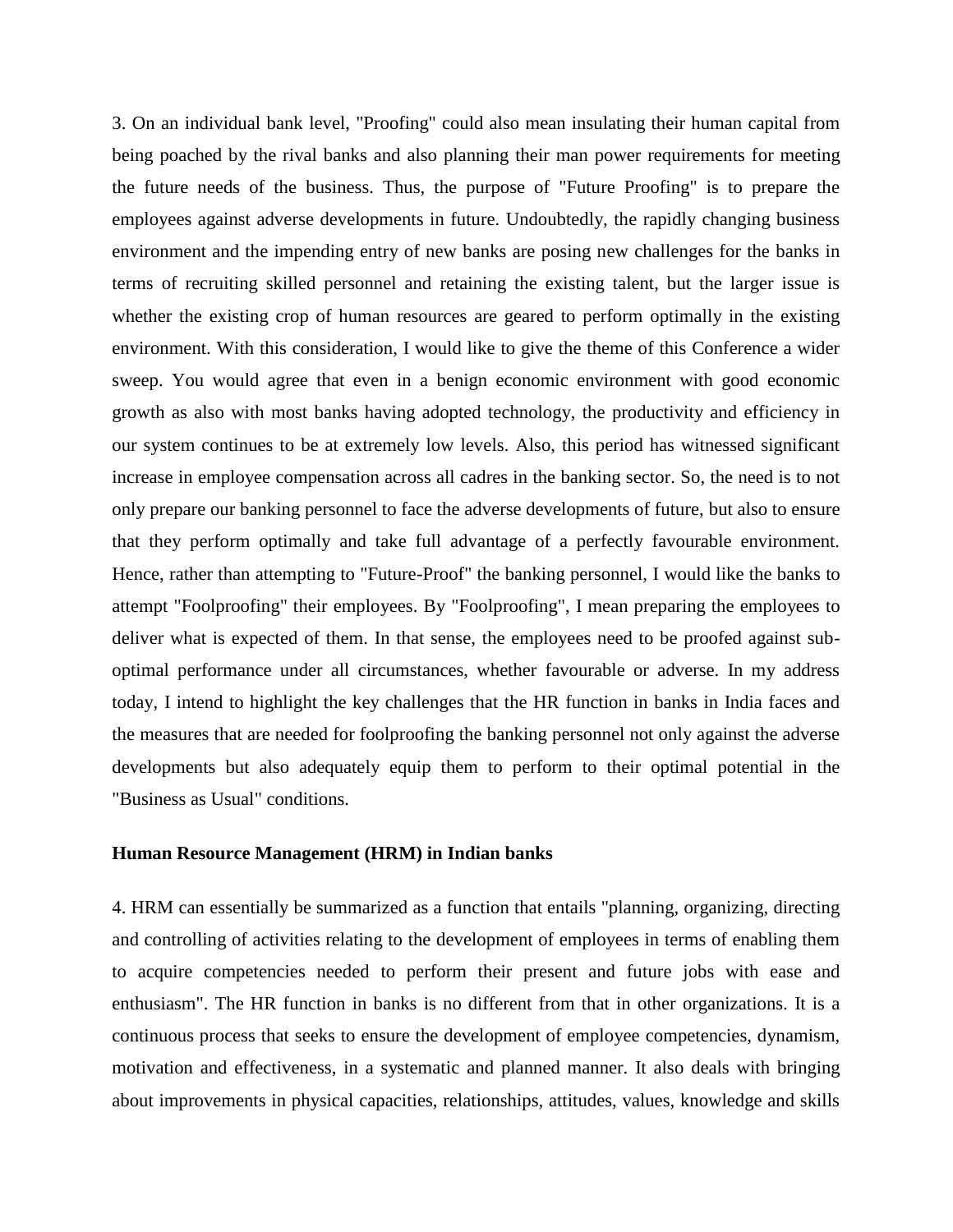3. On an individual bank level, "Proofing" could also mean insulating their human capital from being poached by the rival banks and also planning their man power requirements for meeting the future needs of the business. Thus, the purpose of "Future Proofing" is to prepare the employees against adverse developments in future. Undoubtedly, the rapidly changing business environment and the impending entry of new banks are posing new challenges for the banks in terms of recruiting skilled personnel and retaining the existing talent, but the larger issue is whether the existing crop of human resources are geared to perform optimally in the existing environment. With this consideration, I would like to give the theme of this Conference a wider sweep. You would agree that even in a benign economic environment with good economic growth as also with most banks having adopted technology, the productivity and efficiency in our system continues to be at extremely low levels. Also, this period has witnessed significant increase in employee compensation across all cadres in the banking sector. So, the need is to not only prepare our banking personnel to face the adverse developments of future, but also to ensure that they perform optimally and take full advantage of a perfectly favourable environment. Hence, rather than attempting to "Future-Proof" the banking personnel, I would like the banks to attempt "Foolproofing" their employees. By "Foolproofing", I mean preparing the employees to deliver what is expected of them. In that sense, the employees need to be proofed against sub-optimal performance under all circumstances, whether favourable or adverse. In my address today, I intend to highlight the key challenges that the HR function in banks in India faces and the measures that are needed for foolproofing the banking personnel not only against the adverse developments but also adequately equip them to perform to their optimal potential in the "Business as Usual" conditions.

**Human Resource Management (HRM) in Indian banks**

4. HRM can essentially be summarized as a function that entails "planning, organizing, directing and controlling of activities relating to the development of employees in terms of enabling them to acquire competencies needed to perform their present and future jobs with ease and enthusiasm". The HR function in banks is no different from that in other organizations. It is a continuous process that seeks to ensure the development of employee competencies, dynamism, motivation and effectiveness, in a systematic and planned manner. It also deals with bringing about improvements in physical capacities, relationships, attitudes, values, knowledge and skills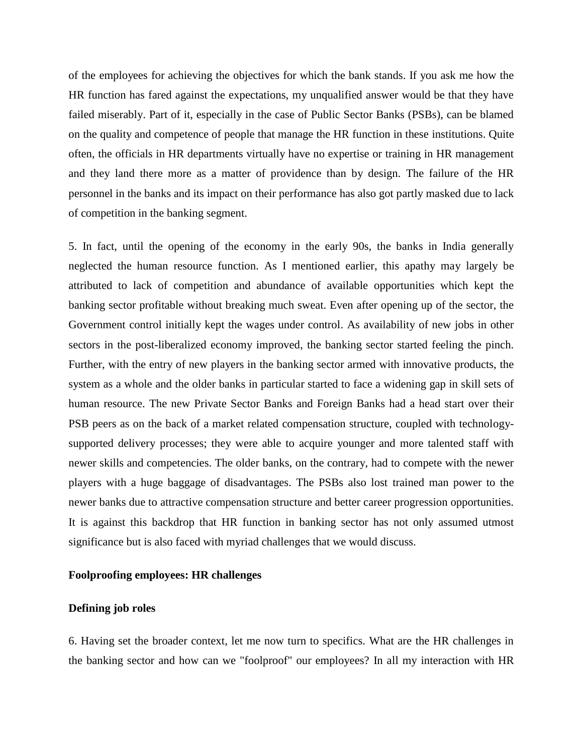of the employees for achieving the objectives for which the bank stands. If you ask me how the HR function has fared against the expectations, my unqualified answer would be that they have failed miserably. Part of it, especially in the case of Public Sector Banks (PSBs), can be blamed on the quality and competence of people that manage the HR function in these institutions. Quite often, the officials in HR departments virtually have no expertise or training in HR management and they land there more as a matter of providence than by design. The failure of the HR personnel in the banks and its impact on their performance has also got partly masked due to lack of competition in the banking segment.

5. In fact, until the opening of the economy in the early 90s, the banks in India generally neglected the human resource function. As I mentioned earlier, this apathy may largely be attributed to lack of competition and abundance of available opportunities which kept the banking sector profitable without breaking much sweat. Even after opening up of the sector, the Government control initially kept the wages under control. As availability of new jobs in other sectors in the post-liberalized economy improved, the banking sector started feeling the pinch. Further, with the entry of new players in the banking sector armed with innovative products, the system as a whole and the older banks in particular started to face a widening gap in skill sets of human resource. The new Private Sector Banks and Foreign Banks had a head start over their PSB peers as on the back of a market related compensation structure, coupled with technology-supported delivery processes; they were able to acquire younger and more talented staff with newer skills and competencies. The older banks, on the contrary, had to compete with the newer players with a huge baggage of disadvantages. The PSBs also lost trained man power to the newer banks due to attractive compensation structure and better career progression opportunities. It is against this backdrop that HR function in banking sector has not only assumed utmost significance but is also faced with myriad challenges that we would discuss.

**Foolproofing employees: HR challenges**

**Defining job roles**

6. Having set the broader context, let me now turn to specifics. What are the HR challenges in the banking sector and how can we "foolproof" our employees? In all my interaction with HR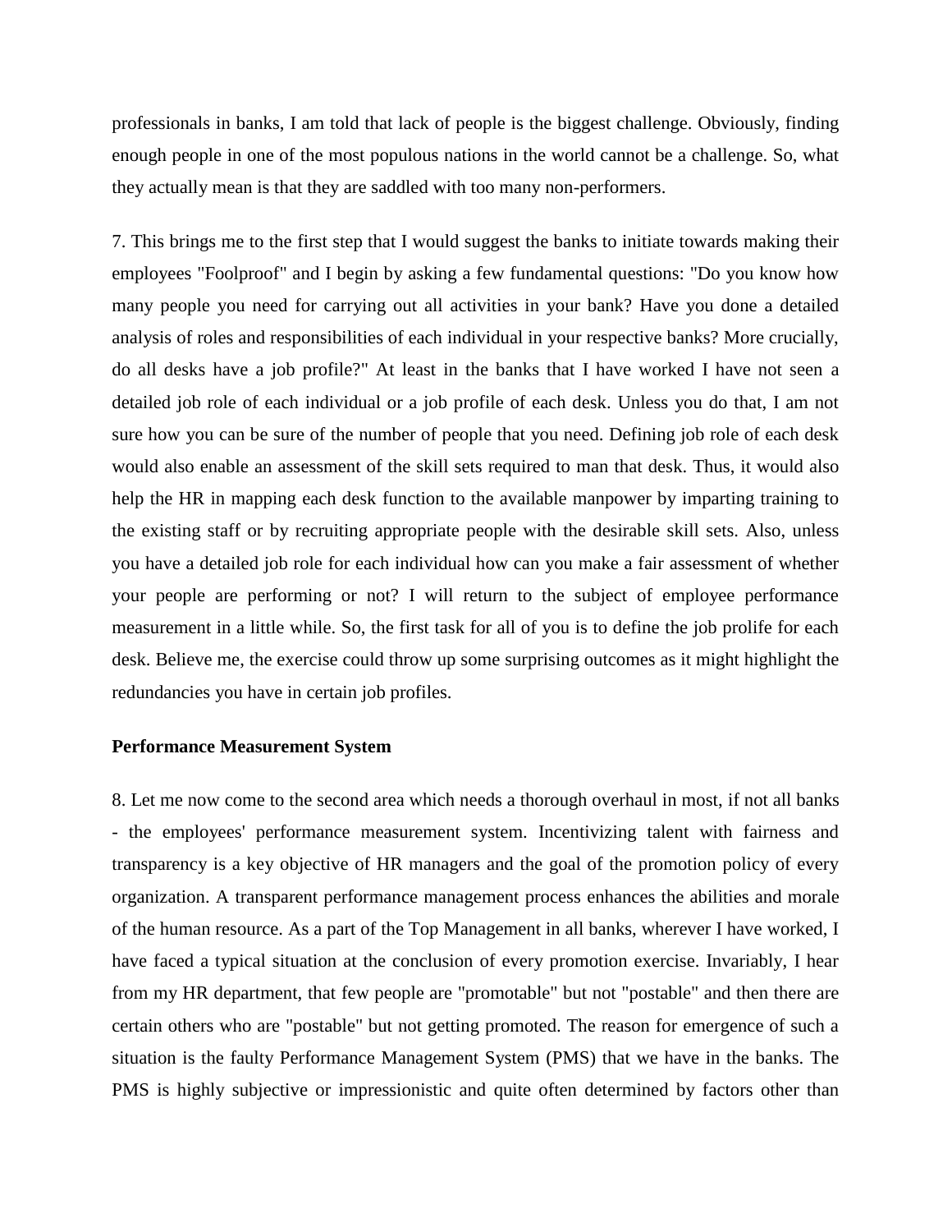professionals in banks, I am told that lack of people is the biggest challenge. Obviously, finding enough people in one of the most populous nations in the world cannot be a challenge. So, what they actually mean is that they are saddled with too many non-performers.

7. This brings me to the first step that I would suggest the banks to initiate towards making their employees "Foolproof" and I begin by asking a few fundamental questions: "Do you know how many people you need for carrying out all activities in your bank? Have you done a detailed analysis of roles and responsibilities of each individual in your respective banks? More crucially, do all desks have a job profile?" At least in the banks that I have worked I have not seen a detailed job role of each individual or a job profile of each desk. Unless you do that, I am not sure how you can be sure of the number of people that you need. Defining job role of each desk would also enable an assessment of the skill sets required to man that desk. Thus, it would also help the HR in mapping each desk function to the available manpower by imparting training to the existing staff or by recruiting appropriate people with the desirable skill sets. Also, unless you have a detailed job role for each individual how can you make a fair assessment of whether your people are performing or not? I will return to the subject of employee performance measurement in a little while. So, the first task for all of you is to define the job prolife for each desk. Believe me, the exercise could throw up some surprising outcomes as it might highlight the redundancies you have in certain job profiles.

**Performance Measurement System**

8. Let me now come to the second area which needs a thorough overhaul in most, if not all banks - the employees' performance measurement system. Incentivizing talent with fairness and transparency is a key objective of HR managers and the goal of the promotion policy of every organization. A transparent performance management process enhances the abilities and morale of the human resource. As a part of the Top Management in all banks, wherever I have worked, I have faced a typical situation at the conclusion of every promotion exercise. Invariably, I hear from my HR department, that few people are "promotable" but not "postable" and then there are certain others who are "postable" but not getting promoted. The reason for emergence of such a situation is the faulty Performance Management System (PMS) that we have in the banks. The PMS is highly subjective or impressionistic and quite often determined by factors other than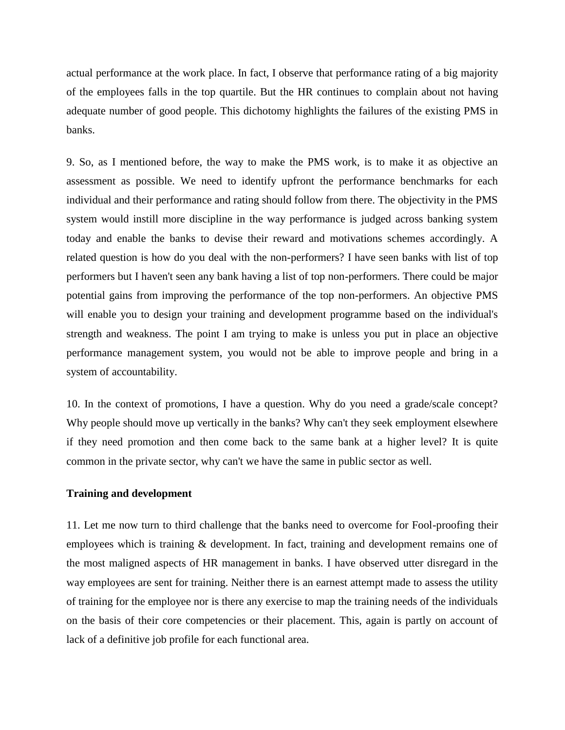actual performance at the work place. In fact, I observe that performance rating of a big majority of the employees falls in the top quartile. But the HR continues to complain about not having adequate number of good people. This dichotomy highlights the failures of the existing PMS in banks.

9. So, as I mentioned before, the way to make the PMS work, is to make it as objective an assessment as possible. We need to identify upfront the performance benchmarks for each individual and their performance and rating should follow from there. The objectivity in the PMS system would instill more discipline in the way performance is judged across banking system today and enable the banks to devise their reward and motivations schemes accordingly. A related question is how do you deal with the non-performers? I have seen banks with list of top performers but I haven't seen any bank having a list of top non-performers. There could be major potential gains from improving the performance of the top non-performers. An objective PMS will enable you to design your training and development programme based on the individual's strength and weakness. The point I am trying to make is unless you put in place an objective performance management system, you would not be able to improve people and bring in a system of accountability.

10. In the context of promotions, I have a question. Why do you need a grade/scale concept? Why people should move up vertically in the banks? Why can't they seek employment elsewhere if they need promotion and then come back to the same bank at a higher level? It is quite common in the private sector, why can't we have the same in public sector as well.

**Training and development**

11. Let me now turn to third challenge that the banks need to overcome for Fool-proofing their employees which is training & development. In fact, training and development remains one of the most maligned aspects of HR management in banks. I have observed utter disregard in the way employees are sent for training. Neither there is an earnest attempt made to assess the utility of training for the employee nor is there any exercise to map the training needs of the individuals on the basis of their core competencies or their placement. This, again is partly on account of lack of a definitive job profile for each functional area.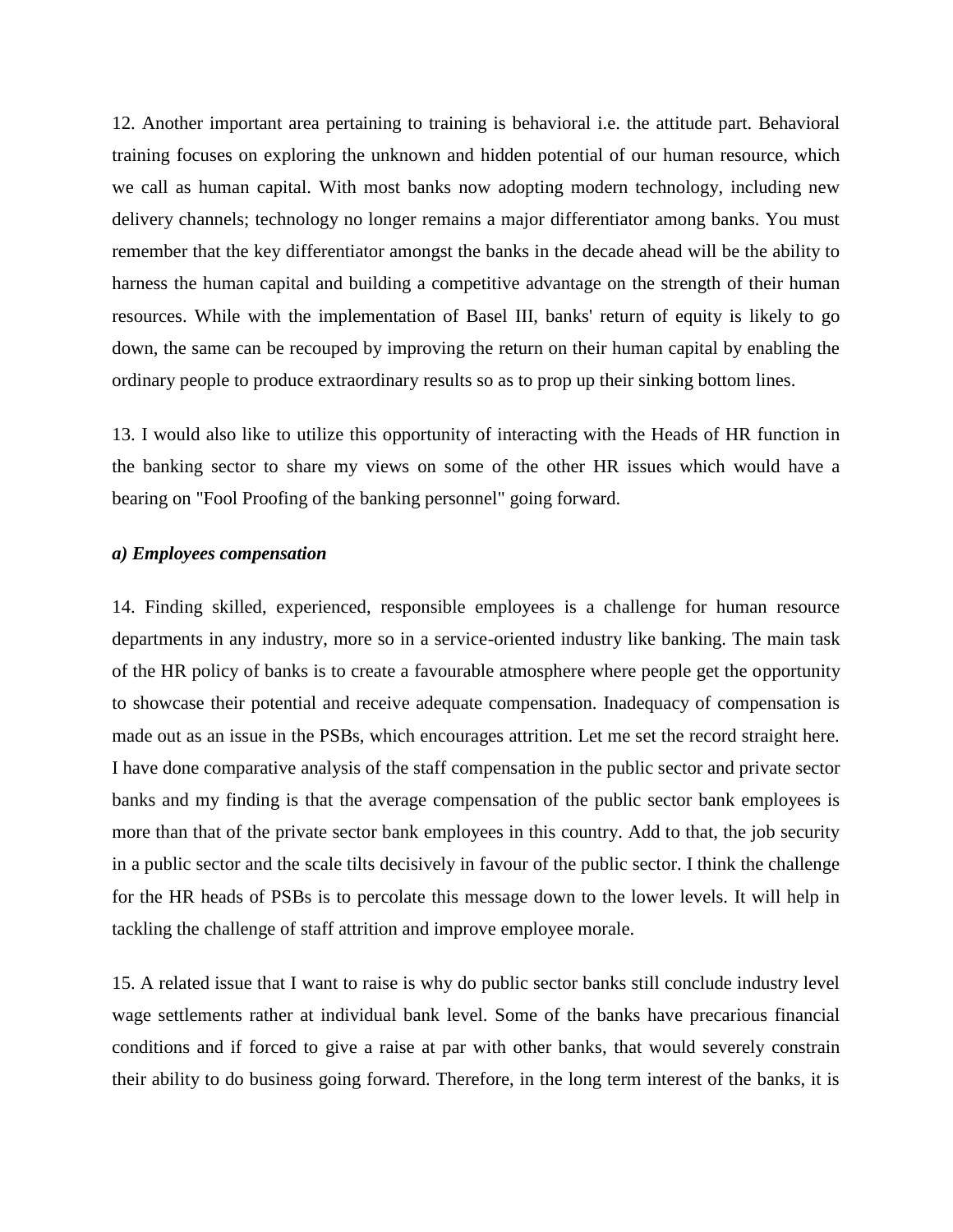12. Another important area pertaining to training is behavioral i.e. the attitude part. Behavioral training focuses on exploring the unknown and hidden potential of our human resource, which we call as human capital. With most banks now adopting modern technology, including new delivery channels; technology no longer remains a major differentiator among banks. You must remember that the key differentiator amongst the banks in the decade ahead will be the ability to harness the human capital and building a competitive advantage on the strength of their human resources. While with the implementation of Basel III, banks' return of equity is likely to go down, the same can be recouped by improving the return on their human capital by enabling the ordinary people to produce extraordinary results so as to prop up their sinking bottom lines.

13. I would also like to utilize this opportunity of interacting with the Heads of HR function in the banking sector to share my views on some of the other HR issues which would have a bearing on "Fool Proofing of the banking personnel" going forward.

***a) Employees compensation***

14. Finding skilled, experienced, responsible employees is a challenge for human resource departments in any industry, more so in a service-oriented industry like banking. The main task of the HR policy of banks is to create a favourable atmosphere where people get the opportunity to showcase their potential and receive adequate compensation. Inadequacy of compensation is made out as an issue in the PSBs, which encourages attrition. Let me set the record straight here. I have done comparative analysis of the staff compensation in the public sector and private sector banks and my finding is that the average compensation of the public sector bank employees is more than that of the private sector bank employees in this country. Add to that, the job security in a public sector and the scale tilts decisively in favour of the public sector. I think the challenge for the HR heads of PSBs is to percolate this message down to the lower levels. It will help in tackling the challenge of staff attrition and improve employee morale.

15. A related issue that I want to raise is why do public sector banks still conclude industry level wage settlements rather at individual bank level. Some of the banks have precarious financial conditions and if forced to give a raise at par with other banks, that would severely constrain their ability to do business going forward. Therefore, in the long term interest of the banks, it is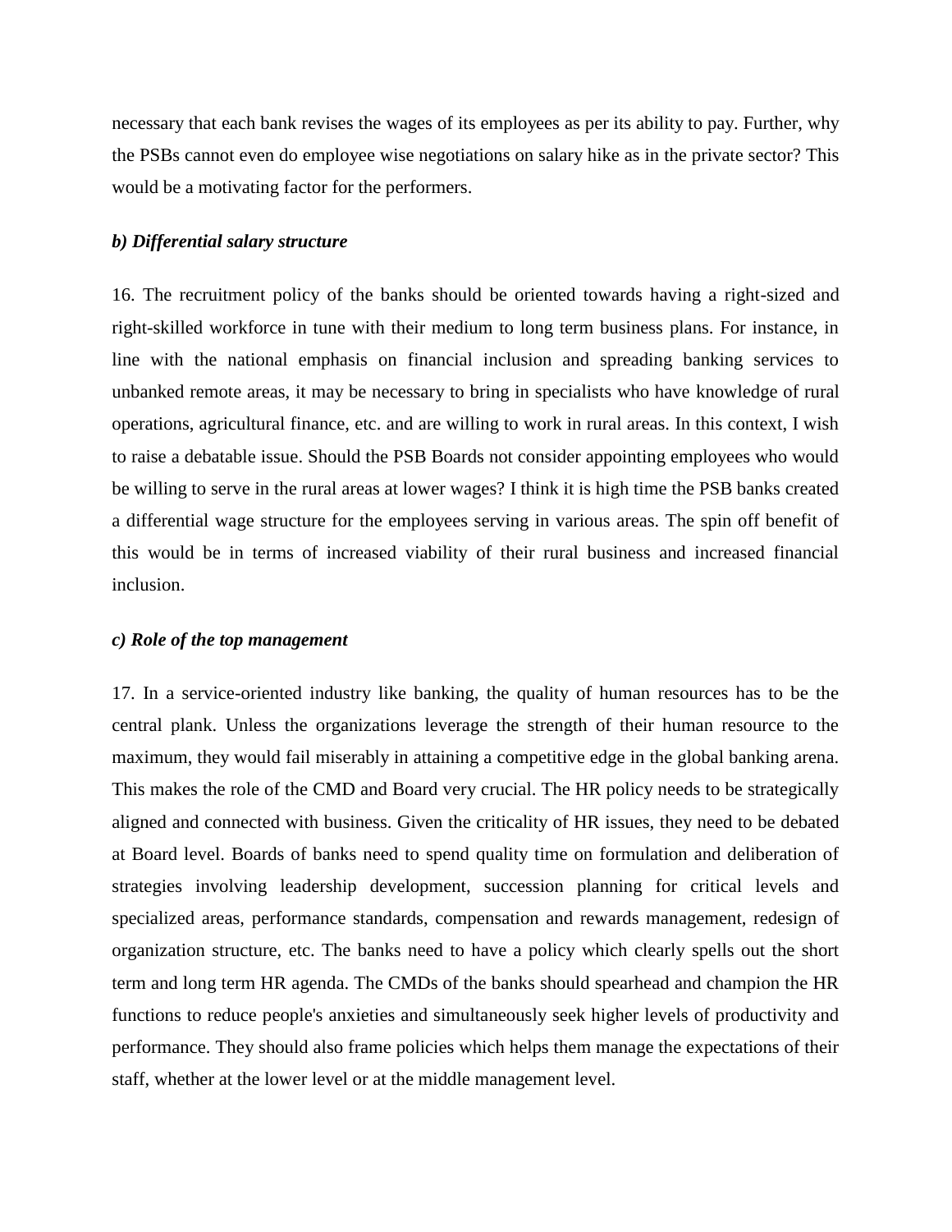necessary that each bank revises the wages of its employees as per its ability to pay. Further, why the PSBs cannot even do employee wise negotiations on salary hike as in the private sector? This would be a motivating factor for the performers.

***b) Differential salary structure***

16. The recruitment policy of the banks should be oriented towards having a right-sized and right-skilled workforce in tune with their medium to long term business plans. For instance, in line with the national emphasis on financial inclusion and spreading banking services to unbanked remote areas, it may be necessary to bring in specialists who have knowledge of rural operations, agricultural finance, etc. and are willing to work in rural areas. In this context, I wish to raise a debatable issue. Should the PSB Boards not consider appointing employees who would be willing to serve in the rural areas at lower wages? I think it is high time the PSB banks created a differential wage structure for the employees serving in various areas. The spin off benefit of this would be in terms of increased viability of their rural business and increased financial inclusion.

***c) Role of the top management***

17. In a service-oriented industry like banking, the quality of human resources has to be the central plank. Unless the organizations leverage the strength of their human resource to the maximum, they would fail miserably in attaining a competitive edge in the global banking arena. This makes the role of the CMD and Board very crucial. The HR policy needs to be strategically aligned and connected with business. Given the criticality of HR issues, they need to be debated at Board level. Boards of banks need to spend quality time on formulation and deliberation of strategies involving leadership development, succession planning for critical levels and specialized areas, performance standards, compensation and rewards management, redesign of organization structure, etc. The banks need to have a policy which clearly spells out the short term and long term HR agenda. The CMDs of the banks should spearhead and champion the HR functions to reduce people's anxieties and simultaneously seek higher levels of productivity and performance. They should also frame policies which helps them manage the expectations of their staff, whether at the lower level or at the middle management level.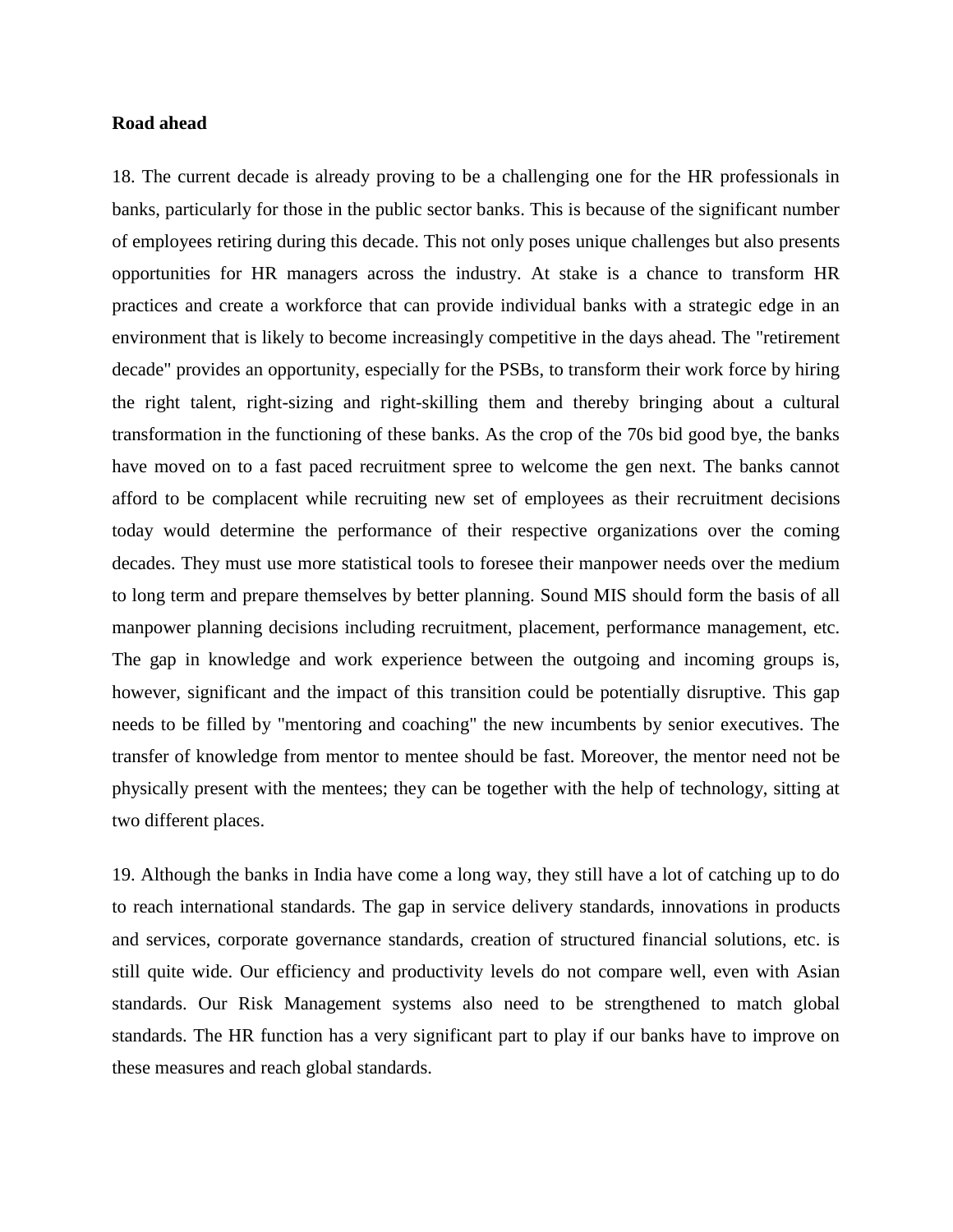**Road ahead**

18. The current decade is already proving to be a challenging one for the HR professionals in banks, particularly for those in the public sector banks. This is because of the significant number of employees retiring during this decade. This not only poses unique challenges but also presents opportunities for HR managers across the industry. At stake is a chance to transform HR practices and create a workforce that can provide individual banks with a strategic edge in an environment that is likely to become increasingly competitive in the days ahead. The "retirement decade" provides an opportunity, especially for the PSBs, to transform their work force by hiring the right talent, right-sizing and right-skilling them and thereby bringing about a cultural transformation in the functioning of these banks. As the crop of the 70s bid good bye, the banks have moved on to a fast paced recruitment spree to welcome the gen next. The banks cannot afford to be complacent while recruiting new set of employees as their recruitment decisions today would determine the performance of their respective organizations over the coming decades. They must use more statistical tools to foresee their manpower needs over the medium to long term and prepare themselves by better planning. Sound MIS should form the basis of all manpower planning decisions including recruitment, placement, performance management, etc. The gap in knowledge and work experience between the outgoing and incoming groups is, however, significant and the impact of this transition could be potentially disruptive. This gap needs to be filled by "mentoring and coaching" the new incumbents by senior executives. The transfer of knowledge from mentor to mentee should be fast. Moreover, the mentor need not be physically present with the mentees; they can be together with the help of technology, sitting at two different places.

19. Although the banks in India have come a long way, they still have a lot of catching up to do to reach international standards. The gap in service delivery standards, innovations in products and services, corporate governance standards, creation of structured financial solutions, etc. is still quite wide. Our efficiency and productivity levels do not compare well, even with Asian standards. Our Risk Management systems also need to be strengthened to match global standards. The HR function has a very significant part to play if our banks have to improve on these measures and reach global standards.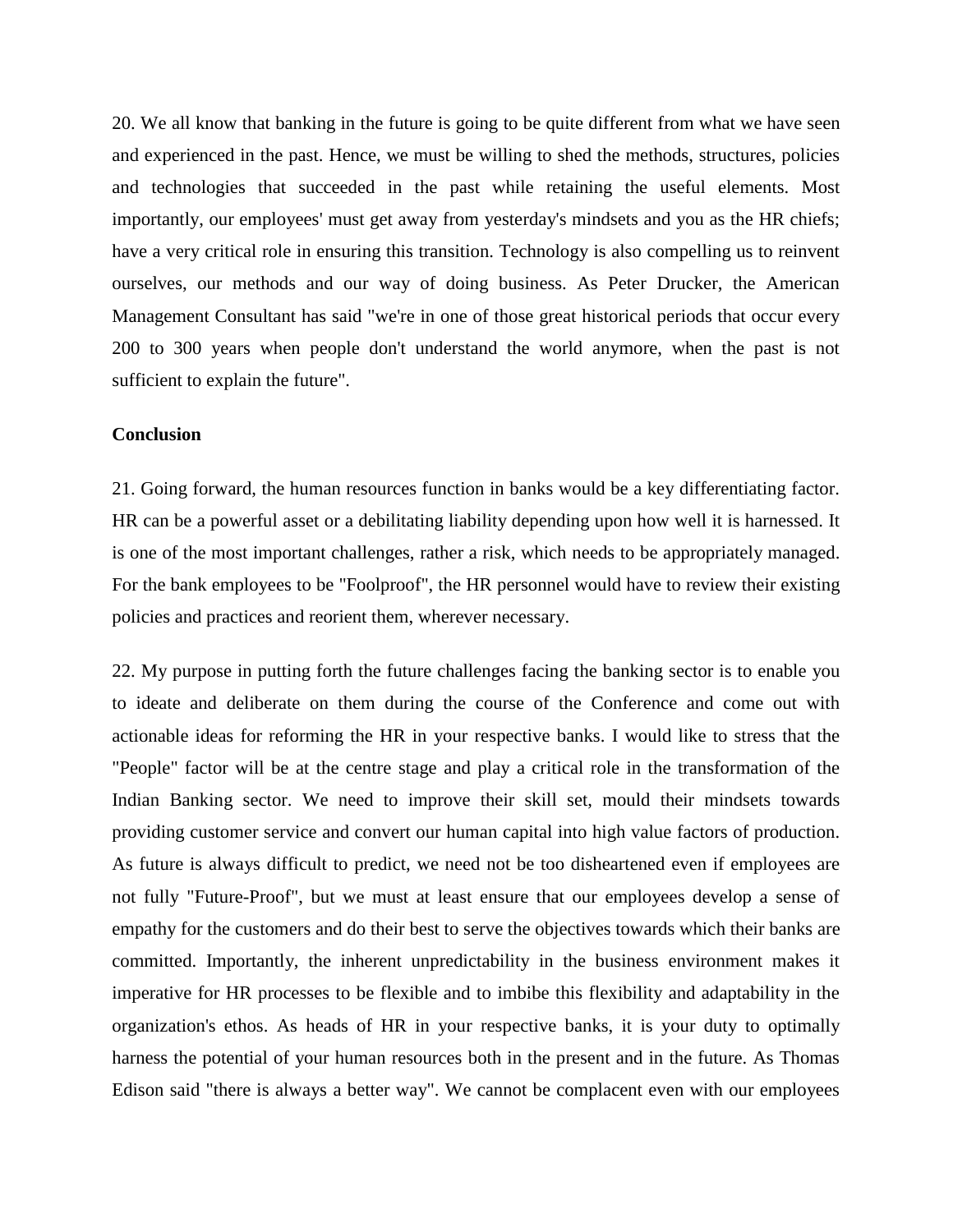20. We all know that banking in the future is going to be quite different from what we have seen and experienced in the past. Hence, we must be willing to shed the methods, structures, policies and technologies that succeeded in the past while retaining the useful elements. Most importantly, our employees' must get away from yesterday's mindsets and you as the HR chiefs; have a very critical role in ensuring this transition. Technology is also compelling us to reinvent ourselves, our methods and our way of doing business. As Peter Drucker, the American Management Consultant has said "we're in one of those great historical periods that occur every 200 to 300 years when people don't understand the world anymore, when the past is not sufficient to explain the future".

**Conclusion**

21. Going forward, the human resources function in banks would be a key differentiating factor. HR can be a powerful asset or a debilitating liability depending upon how well it is harnessed. It is one of the most important challenges, rather a risk, which needs to be appropriately managed. For the bank employees to be "Foolproof", the HR personnel would have to review their existing policies and practices and reorient them, wherever necessary.

22. My purpose in putting forth the future challenges facing the banking sector is to enable you to ideate and deliberate on them during the course of the Conference and come out with actionable ideas for reforming the HR in your respective banks. I would like to stress that the "People" factor will be at the centre stage and play a critical role in the transformation of the Indian Banking sector. We need to improve their skill set, mould their mindsets towards providing customer service and convert our human capital into high value factors of production. As future is always difficult to predict, we need not be too disheartened even if employees are not fully "Future-Proof", but we must at least ensure that our employees develop a sense of empathy for the customers and do their best to serve the objectives towards which their banks are committed. Importantly, the inherent unpredictability in the business environment makes it imperative for HR processes to be flexible and to imbibe this flexibility and adaptability in the organization's ethos. As heads of HR in your respective banks, it is your duty to optimally harness the potential of your human resources both in the present and in the future. As Thomas Edison said "there is always a better way". We cannot be complacent even with our employees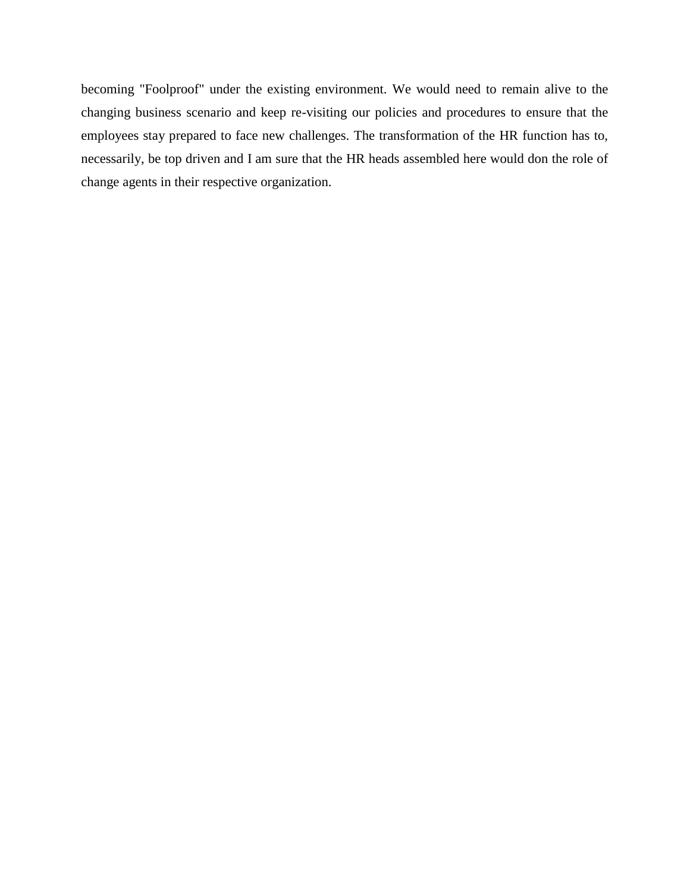becoming "Foolproof" under the existing environment. We would need to remain alive to the changing business scenario and keep re-visiting our policies and procedures to ensure that the employees stay prepared to face new challenges. The transformation of the HR function has to, necessarily, be top driven and I am sure that the HR heads assembled here would don the role of change agents in their respective organization.